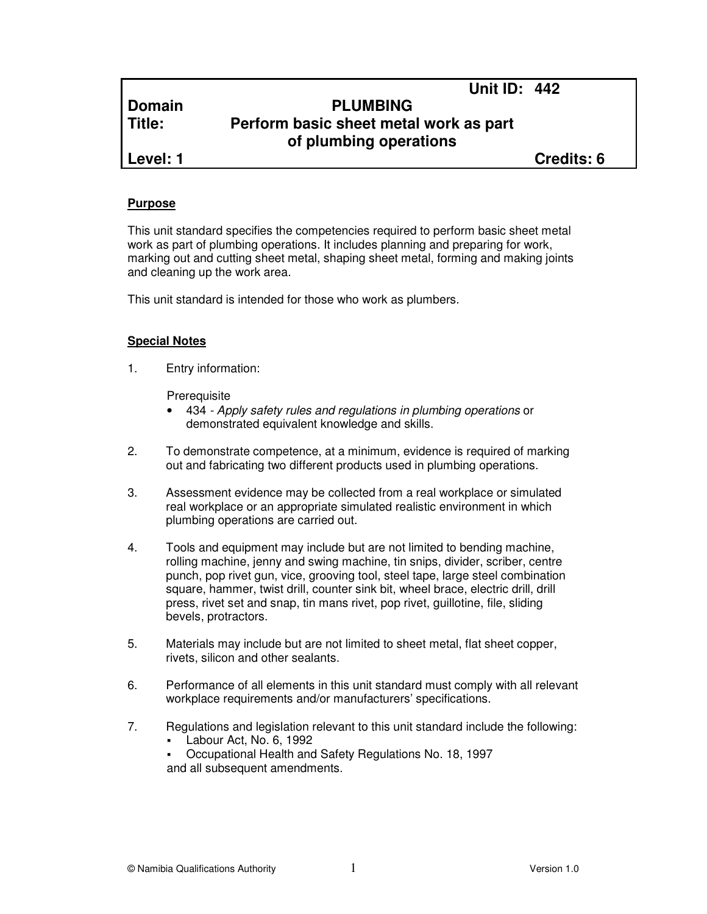| | | Unit ID: 442 |
|---|---|---|
| **Domain** | **PLUMBING** | |
| **Title:** | **Perform basic sheet metal work as part of plumbing operations** | |
| **Level: 1** | | **Credits: 6** |

## Purpose

This unit standard specifies the competencies required to perform basic sheet metal work as part of plumbing operations. It includes planning and preparing for work, marking out and cutting sheet metal, shaping sheet metal, forming and making joints and cleaning up the work area.

This unit standard is intended for those who work as plumbers.

## Special Notes

1. Entry information:

   Prerequisite
   - 434 - *Apply safety rules and regulations in plumbing operations* or demonstrated equivalent knowledge and skills.

2. To demonstrate competence, at a minimum, evidence is required of marking out and fabricating two different products used in plumbing operations.

3. Assessment evidence may be collected from a real workplace or simulated real workplace or an appropriate simulated realistic environment in which plumbing operations are carried out.

4. Tools and equipment may include but are not limited to bending machine, rolling machine, jenny and swing machine, tin snips, divider, scriber, centre punch, pop rivet gun, vice, grooving tool, steel tape, large steel combination square, hammer, twist drill, counter sink bit, wheel brace, electric drill, drill press, rivet set and snap, tin mans rivet, pop rivet, guillotine, file, sliding bevels, protractors.

5. Materials may include but are not limited to sheet metal, flat sheet copper, rivets, silicon and other sealants.

6. Performance of all elements in this unit standard must comply with all relevant workplace requirements and/or manufacturers' specifications.

7. Regulations and legislation relevant to this unit standard include the following:
   - Labour Act, No. 6, 1992
   - Occupational Health and Safety Regulations No. 18, 1997

   and all subsequent amendments.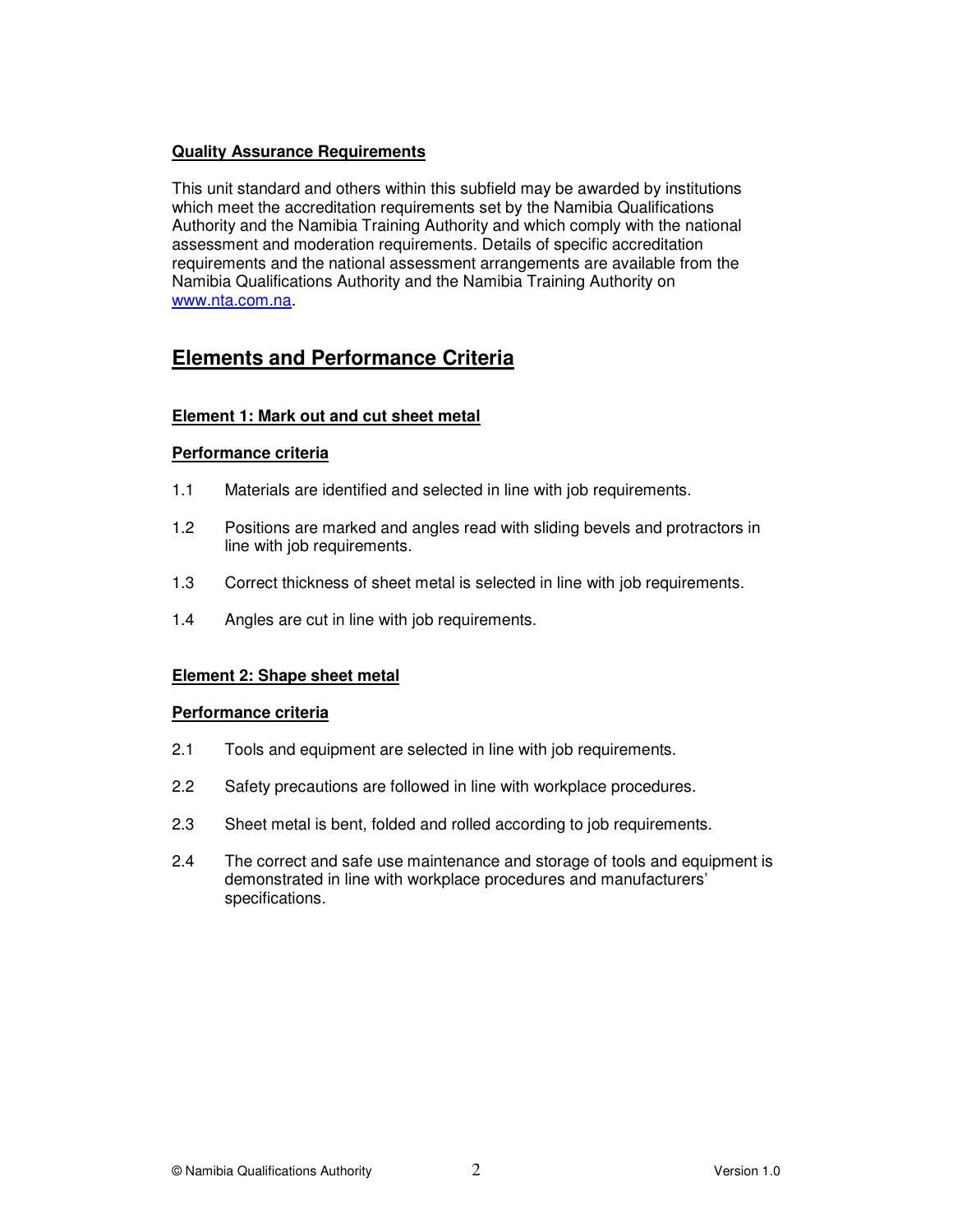**Quality Assurance Requirements**

This unit standard and others within this subfield may be awarded by institutions which meet the accreditation requirements set by the Namibia Qualifications Authority and the Namibia Training Authority and which comply with the national assessment and moderation requirements. Details of specific accreditation requirements and the national assessment arrangements are available from the Namibia Qualifications Authority and the Namibia Training Authority on www.nta.com.na.

## Elements and Performance Criteria

### Element 1: Mark out and cut sheet metal

**Performance criteria**

1.1 Materials are identified and selected in line with job requirements.

1.2 Positions are marked and angles read with sliding bevels and protractors in line with job requirements.

1.3 Correct thickness of sheet metal is selected in line with job requirements.

1.4 Angles are cut in line with job requirements.

### Element 2: Shape sheet metal

**Performance criteria**

2.1 Tools and equipment are selected in line with job requirements.

2.2 Safety precautions are followed in line with workplace procedures.

2.3 Sheet metal is bent, folded and rolled according to job requirements.

2.4 The correct and safe use maintenance and storage of tools and equipment is demonstrated in line with workplace procedures and manufacturers' specifications.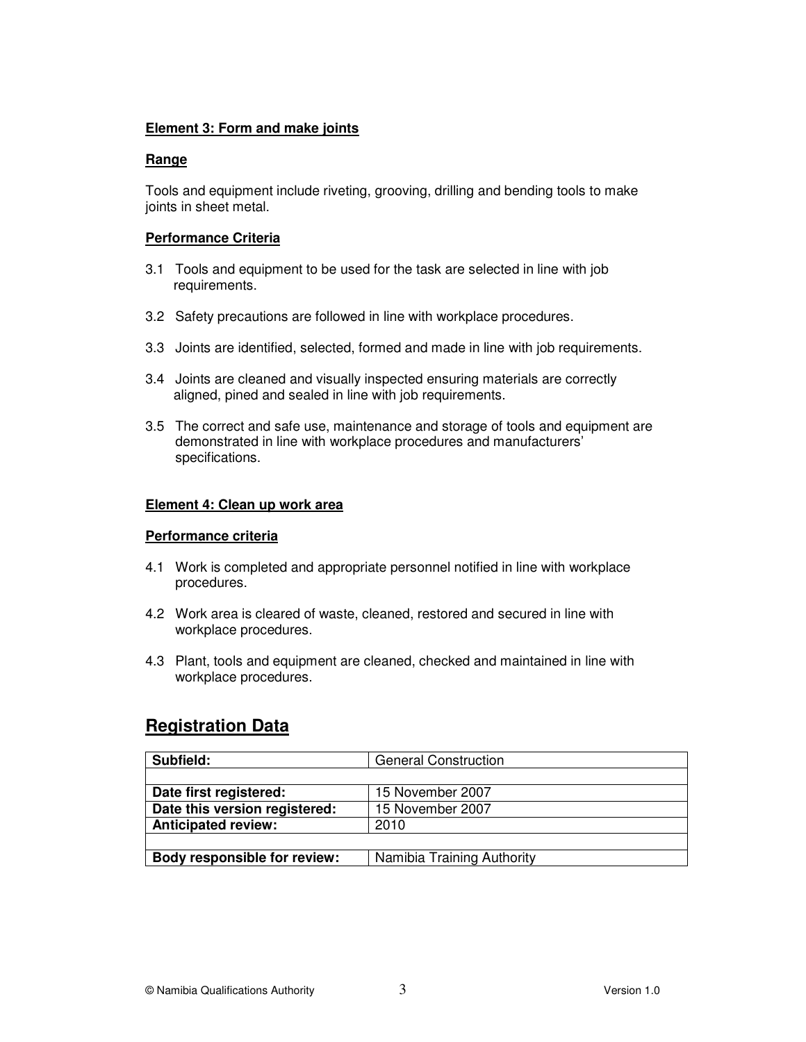**Element 3: Form and make joints**

**Range**

Tools and equipment include riveting, grooving, drilling and bending tools to make joints in sheet metal.

**Performance Criteria**

3.1 Tools and equipment to be used for the task are selected in line with job requirements.

3.2 Safety precautions are followed in line with workplace procedures.

3.3 Joints are identified, selected, formed and made in line with job requirements.

3.4 Joints are cleaned and visually inspected ensuring materials are correctly aligned, pined and sealed in line with job requirements.

3.5 The correct and safe use, maintenance and storage of tools and equipment are demonstrated in line with workplace procedures and manufacturers' specifications.

**Element 4: Clean up work area**

**Performance criteria**

4.1 Work is completed and appropriate personnel notified in line with workplace procedures.

4.2 Work area is cleared of waste, cleaned, restored and secured in line with workplace procedures.

4.3 Plant, tools and equipment are cleaned, checked and maintained in line with workplace procedures.

## Registration Data

| | |
|---|---|
| **Subfield:** | General Construction |
| | |
| **Date first registered:** | 15 November 2007 |
| **Date this version registered:** | 15 November 2007 |
| **Anticipated review:** | 2010 |
| | |
| **Body responsible for review:** | Namibia Training Authority |